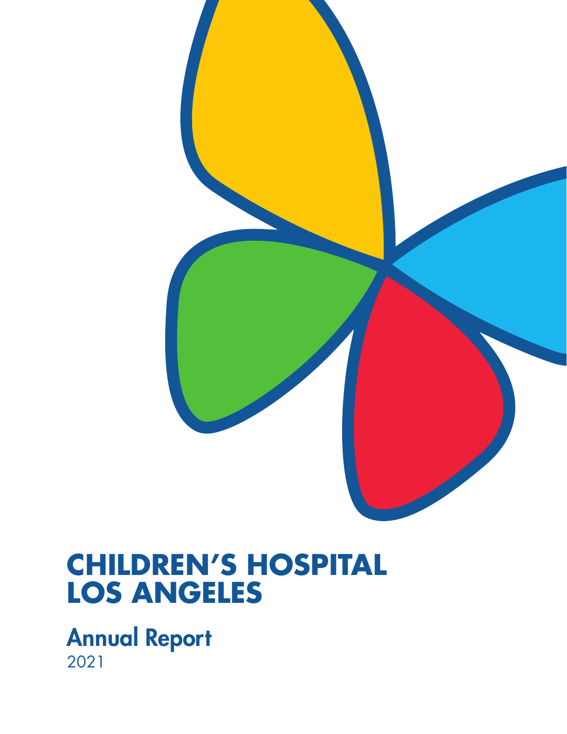# CHILDREN'S HOSPITAL LOS ANGELES

## Annual Report

2021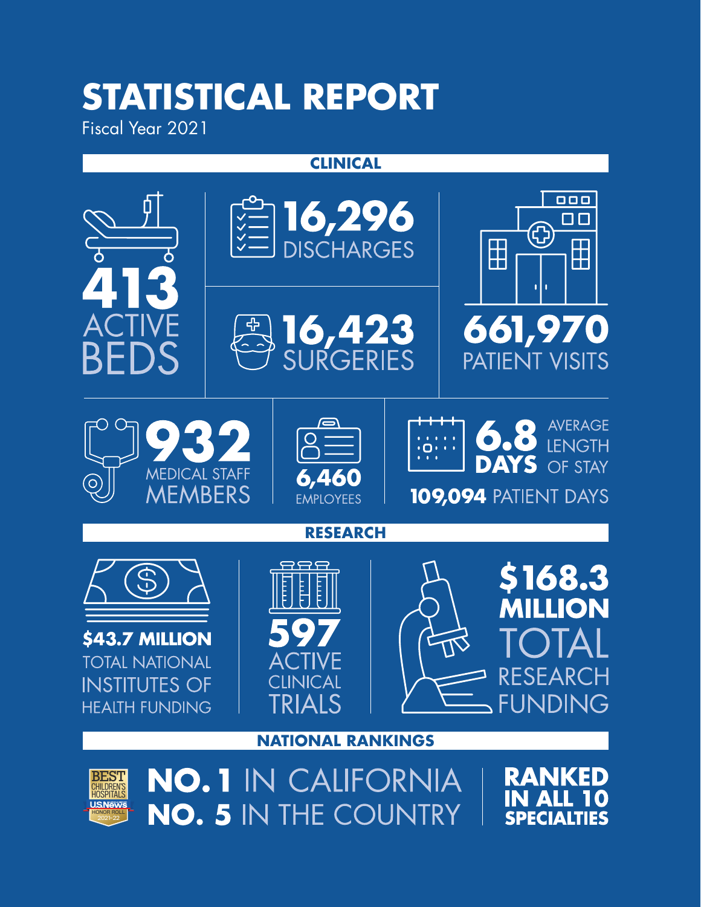# STATISTICAL REPORT

Fiscal Year 2021

## CLINICAL

**413** ACTIVE BEDS

**16,296** DISCHARGES

**16,423** SURGERIES

**661,970** PATIENT VISITS

**932** MEDICAL STAFF MEMBERS

**6,460** EMPLOYEES

**6.8 DAYS** AVERAGE LENGTH OF STAY

**109,094** PATIENT DAYS

## RESEARCH

**$43.7 MILLION** TOTAL NATIONAL INSTITUTES OF HEALTH FUNDING

**597** ACTIVE CLINICAL TRIALS

**$168.3 MILLION** TOTAL RESEARCH FUNDING

## NATIONAL RANKINGS

BEST CHILDREN'S HOSPITALS U.S. News HONOR ROLL 2021-22

**NO. 1** IN CALIFORNIA

**NO. 5** IN THE COUNTRY

**RANKED IN ALL 10 SPECIALTIES**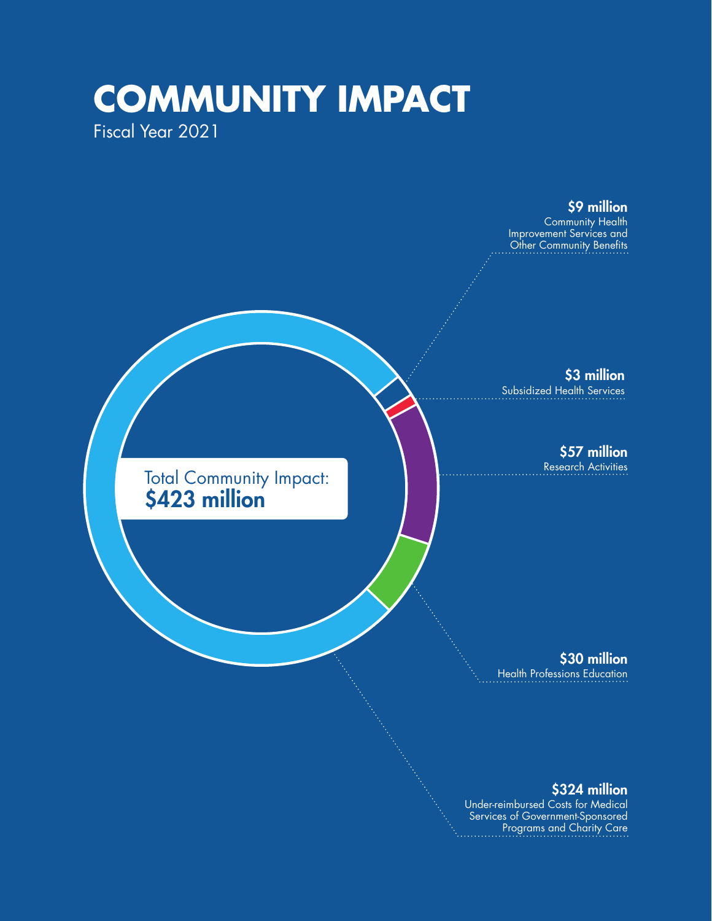# COMMUNITY IMPACT

Fiscal Year 2021

Total Community Impact:
**$423 million**

**$9 million**
Community Health Improvement Services and Other Community Benefits

**$3 million**
Subsidized Health Services

**$57 million**
Research Activities

**$30 million**
Health Professions Education

**$324 million**
Under-reimbursed Costs for Medical Services of Government-Sponsored Programs and Charity Care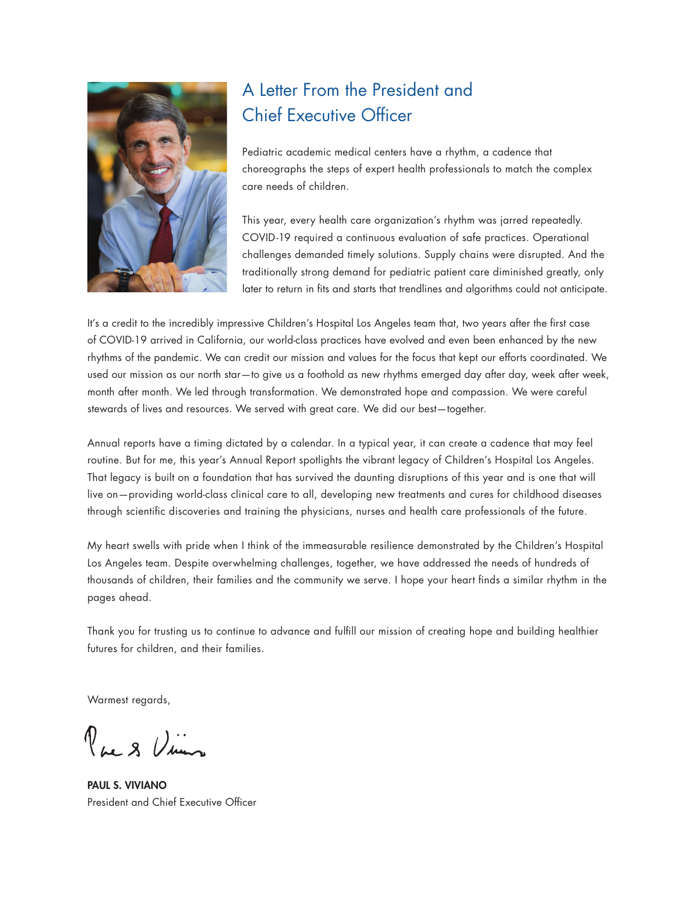# A Letter From the President and Chief Executive Officer

Pediatric academic medical centers have a rhythm, a cadence that choreographs the steps of expert health professionals to match the complex care needs of children.

This year, every health care organization's rhythm was jarred repeatedly. COVID-19 required a continuous evaluation of safe practices. Operational challenges demanded timely solutions. Supply chains were disrupted. And the traditionally strong demand for pediatric patient care diminished greatly, only later to return in fits and starts that trendlines and algorithms could not anticipate.

It's a credit to the incredibly impressive Children's Hospital Los Angeles team that, two years after the first case of COVID-19 arrived in California, our world-class practices have evolved and even been enhanced by the new rhythms of the pandemic. We can credit our mission and values for the focus that kept our efforts coordinated. We used our mission as our north star—to give us a foothold as new rhythms emerged day after day, week after week, month after month. We led through transformation. We demonstrated hope and compassion. We were careful stewards of lives and resources. We served with great care. We did our best—together.

Annual reports have a timing dictated by a calendar. In a typical year, it can create a cadence that may feel routine. But for me, this year's Annual Report spotlights the vibrant legacy of Children's Hospital Los Angeles. That legacy is built on a foundation that has survived the daunting disruptions of this year and is one that will live on—providing world-class clinical care to all, developing new treatments and cures for childhood diseases through scientific discoveries and training the physicians, nurses and health care professionals of the future.

My heart swells with pride when I think of the immeasurable resilience demonstrated by the Children's Hospital Los Angeles team. Despite overwhelming challenges, together, we have addressed the needs of hundreds of thousands of children, their families and the community we serve. I hope your heart finds a similar rhythm in the pages ahead.

Thank you for trusting us to continue to advance and fulfill our mission of creating hope and building healthier futures for children, and their families.

Warmest regards,

**PAUL S. VIVIANO**
President and Chief Executive Officer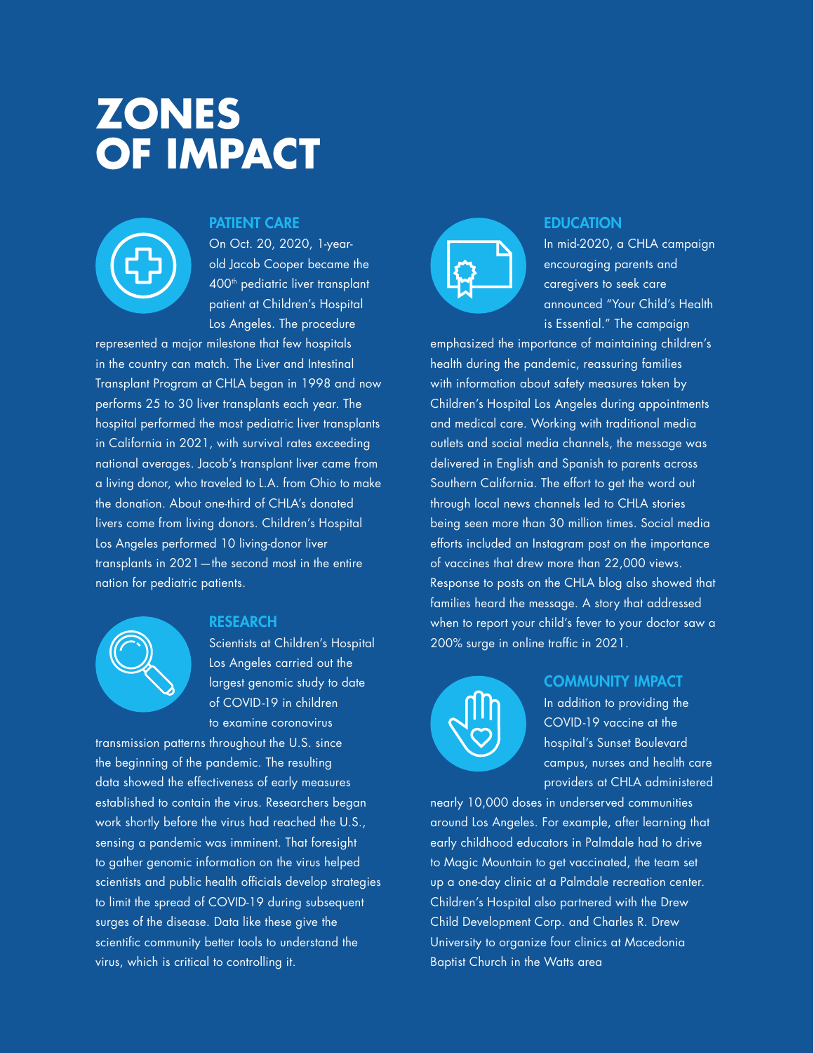# ZONES OF IMPACT

## PATIENT CARE

On Oct. 20, 2020, 1-year-old Jacob Cooper became the 400th pediatric liver transplant patient at Children's Hospital Los Angeles. The procedure represented a major milestone that few hospitals in the country can match. The Liver and Intestinal Transplant Program at CHLA began in 1998 and now performs 25 to 30 liver transplants each year. The hospital performed the most pediatric liver transplants in California in 2021, with survival rates exceeding national averages. Jacob's transplant liver came from a living donor, who traveled to L.A. from Ohio to make the donation. About one-third of CHLA's donated livers come from living donors. Children's Hospital Los Angeles performed 10 living-donor liver transplants in 2021—the second most in the entire nation for pediatric patients.

## RESEARCH

Scientists at Children's Hospital Los Angeles carried out the largest genomic study to date of COVID-19 in children to examine coronavirus transmission patterns throughout the U.S. since the beginning of the pandemic. The resulting data showed the effectiveness of early measures established to contain the virus. Researchers began work shortly before the virus had reached the U.S., sensing a pandemic was imminent. That foresight to gather genomic information on the virus helped scientists and public health officials develop strategies to limit the spread of COVID-19 during subsequent surges of the disease. Data like these give the scientific community better tools to understand the virus, which is critical to controlling it.

## EDUCATION

In mid-2020, a CHLA campaign encouraging parents and caregivers to seek care announced "Your Child's Health is Essential." The campaign emphasized the importance of maintaining children's health during the pandemic, reassuring families with information about safety measures taken by Children's Hospital Los Angeles during appointments and medical care. Working with traditional media outlets and social media channels, the message was delivered in English and Spanish to parents across Southern California. The effort to get the word out through local news channels led to CHLA stories being seen more than 30 million times. Social media efforts included an Instagram post on the importance of vaccines that drew more than 22,000 views. Response to posts on the CHLA blog also showed that families heard the message. A story that addressed when to report your child's fever to your doctor saw a 200% surge in online traffic in 2021.

## COMMUNITY IMPACT

In addition to providing the COVID-19 vaccine at the hospital's Sunset Boulevard campus, nurses and health care providers at CHLA administered nearly 10,000 doses in underserved communities around Los Angeles. For example, after learning that early childhood educators in Palmdale had to drive to Magic Mountain to get vaccinated, the team set up a one-day clinic at a Palmdale recreation center. Children's Hospital also partnered with the Drew Child Development Corp. and Charles R. Drew University to organize four clinics at Macedonia Baptist Church in the Watts area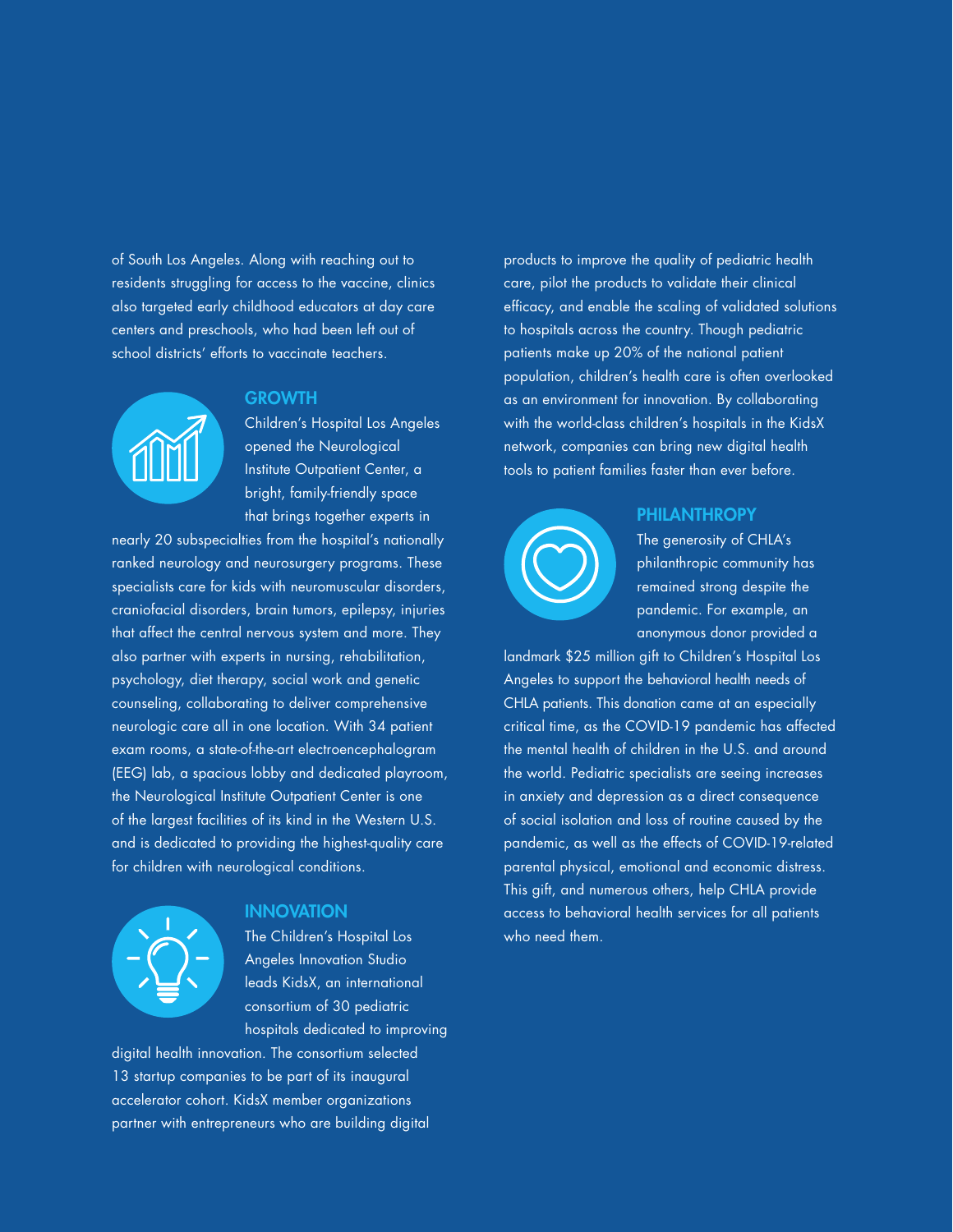of South Los Angeles. Along with reaching out to residents struggling for access to the vaccine, clinics also targeted early childhood educators at day care centers and preschools, who had been left out of school districts' efforts to vaccinate teachers.

## GROWTH

Children's Hospital Los Angeles opened the Neurological Institute Outpatient Center, a bright, family-friendly space that brings together experts in nearly 20 subspecialties from the hospital's nationally ranked neurology and neurosurgery programs. These specialists care for kids with neuromuscular disorders, craniofacial disorders, brain tumors, epilepsy, injuries that affect the central nervous system and more. They also partner with experts in nursing, rehabilitation, psychology, diet therapy, social work and genetic counseling, collaborating to deliver comprehensive neurologic care all in one location. With 34 patient exam rooms, a state-of-the-art electroencephalogram (EEG) lab, a spacious lobby and dedicated playroom, the Neurological Institute Outpatient Center is one of the largest facilities of its kind in the Western U.S. and is dedicated to providing the highest-quality care for children with neurological conditions.

## INNOVATION

The Children's Hospital Los Angeles Innovation Studio leads KidsX, an international consortium of 30 pediatric hospitals dedicated to improving digital health innovation. The consortium selected 13 startup companies to be part of its inaugural accelerator cohort. KidsX member organizations partner with entrepreneurs who are building digital products to improve the quality of pediatric health care, pilot the products to validate their clinical efficacy, and enable the scaling of validated solutions to hospitals across the country. Though pediatric patients make up 20% of the national patient population, children's health care is often overlooked as an environment for innovation. By collaborating with the world-class children's hospitals in the KidsX network, companies can bring new digital health tools to patient families faster than ever before.

## PHILANTHROPY

The generosity of CHLA's philanthropic community has remained strong despite the pandemic. For example, an anonymous donor provided a landmark $25 million gift to Children's Hospital Los Angeles to support the behavioral health needs of CHLA patients. This donation came at an especially critical time, as the COVID-19 pandemic has affected the mental health of children in the U.S. and around the world. Pediatric specialists are seeing increases in anxiety and depression as a direct consequence of social isolation and loss of routine caused by the pandemic, as well as the effects of COVID-19-related parental physical, emotional and economic distress. This gift, and numerous others, help CHLA provide access to behavioral health services for all patients who need them.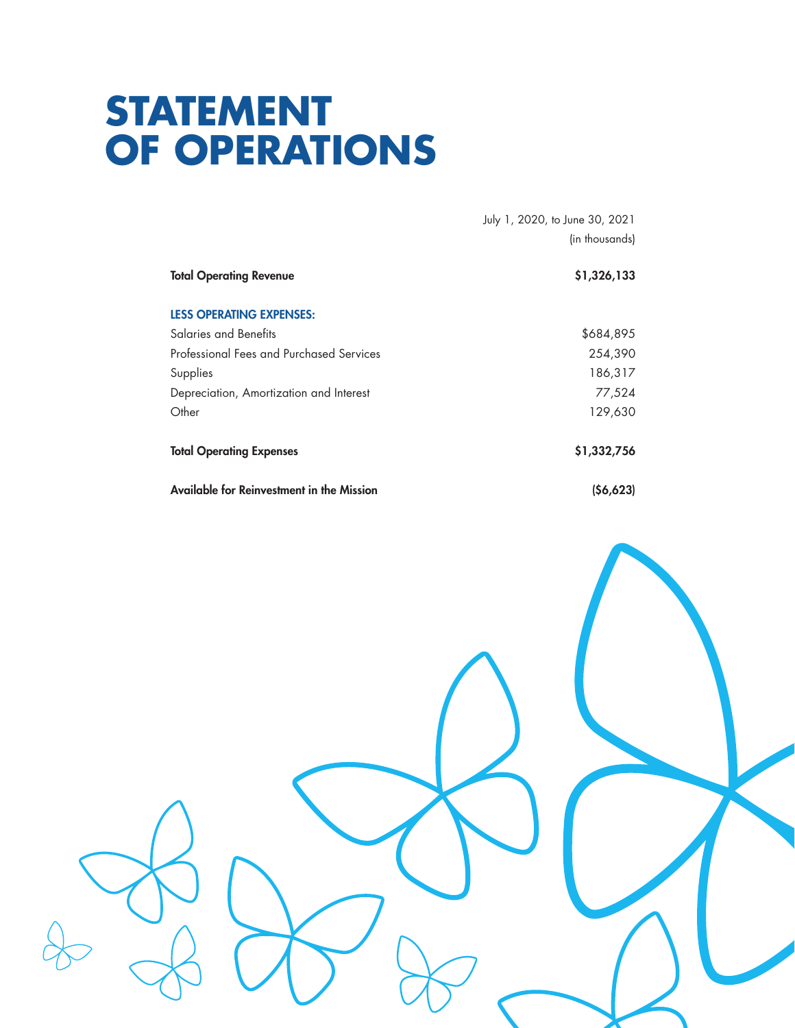# STATEMENT OF OPERATIONS

| | July 1, 2020, to June 30, 2021 (in thousands) |
|---|---|
| **Total Operating Revenue** | **$1,326,133** |
| **LESS OPERATING EXPENSES:** | |
| Salaries and Benefits | $684,895 |
| Professional Fees and Purchased Services | 254,390 |
| Supplies | 186,317 |
| Depreciation, Amortization and Interest | 77,524 |
| Other | 129,630 |
| **Total Operating Expenses** | **$1,332,756** |
| **Available for Reinvestment in the Mission** | **($6,623)** |